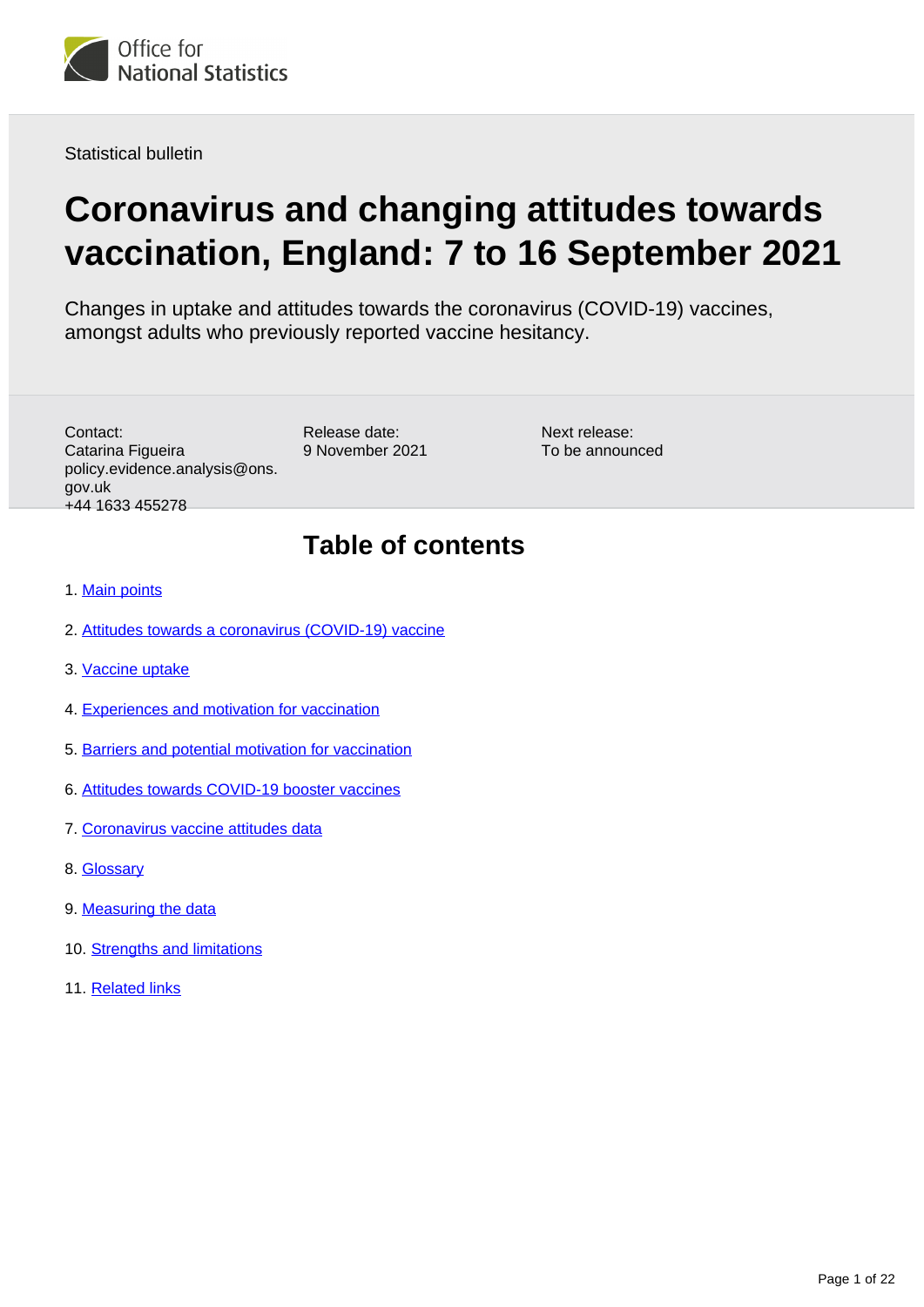Statistical bulletin

# Coronavirus and changing attitudes towards vaccination, England: 7 to 16 September 2021

Changes in uptake and attitudes towards the coronavirus (COVID-19) vaccines, amongst adults who previously reported vaccine hesitancy.

Contact:
Catarina Figueira
policy.evidence.analysis@ons.gov.uk
+44 1633 455278

Release date:
9 November 2021

Next release:
To be announced

## Table of contents

1. Main points
2. Attitudes towards a coronavirus (COVID-19) vaccine
3. Vaccine uptake
4. Experiences and motivation for vaccination
5. Barriers and potential motivation for vaccination
6. Attitudes towards COVID-19 booster vaccines
7. Coronavirus vaccine attitudes data
8. Glossary
9. Measuring the data
10. Strengths and limitations
11. Related links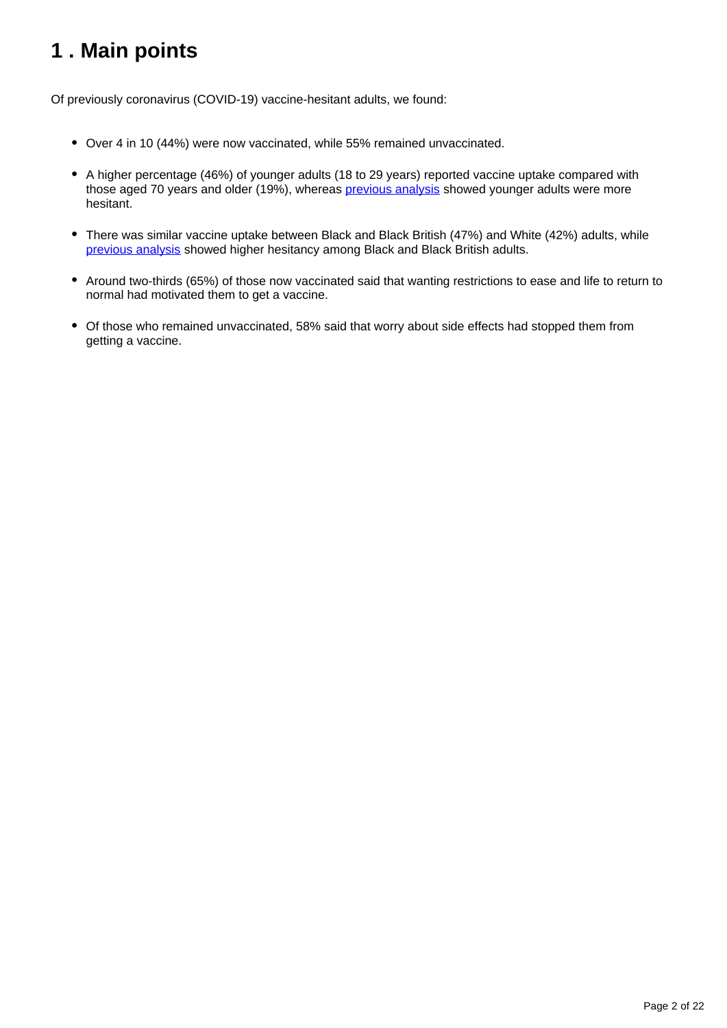# 1 . Main points

Of previously coronavirus (COVID-19) vaccine-hesitant adults, we found:

- Over 4 in 10 (44%) were now vaccinated, while 55% remained unvaccinated.
- A higher percentage (46%) of younger adults (18 to 29 years) reported vaccine uptake compared with those aged 70 years and older (19%), whereas previous analysis showed younger adults were more hesitant.
- There was similar vaccine uptake between Black and Black British (47%) and White (42%) adults, while previous analysis showed higher hesitancy among Black and Black British adults.
- Around two-thirds (65%) of those now vaccinated said that wanting restrictions to ease and life to return to normal had motivated them to get a vaccine.
- Of those who remained unvaccinated, 58% said that worry about side effects had stopped them from getting a vaccine.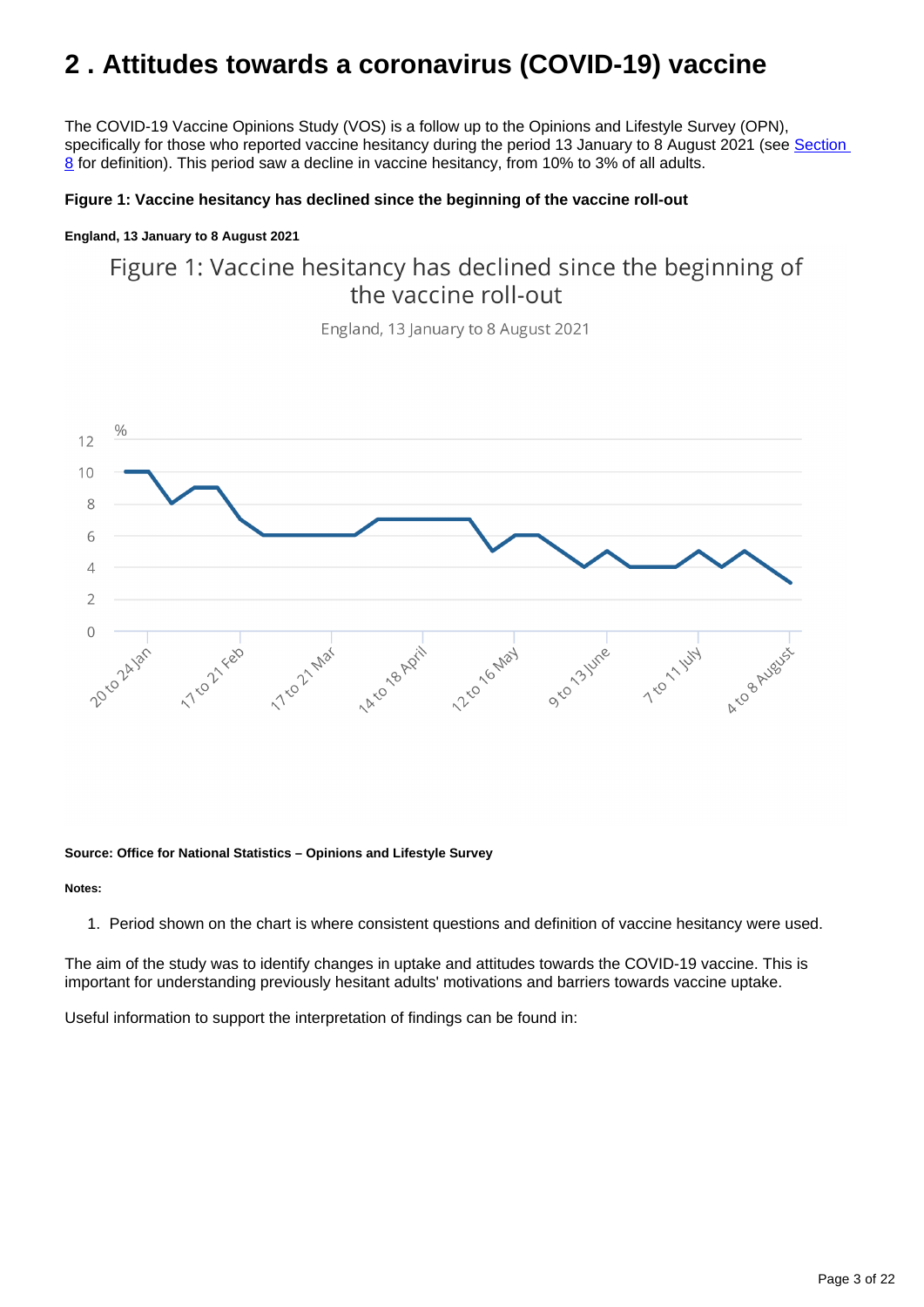## 2 . Attitudes towards a coronavirus (COVID-19) vaccine

The COVID-19 Vaccine Opinions Study (VOS) is a follow up to the Opinions and Lifestyle Survey (OPN), specifically for those who reported vaccine hesitancy during the period 13 January to 8 August 2021 (see [Section 8] for definition). This period saw a decline in vaccine hesitancy, from 10% to 3% of all adults.

**Figure 1: Vaccine hesitancy has declined since the beginning of the vaccine roll-out**

**England, 13 January to 8 August 2021**

Figure 1: Vaccine hesitancy has declined since the beginning of the vaccine roll-out

England, 13 January to 8 August 2021

**Source: Office for National Statistics – Opinions and Lifestyle Survey**

**Notes:**

1. Period shown on the chart is where consistent questions and definition of vaccine hesitancy were used.

The aim of the study was to identify changes in uptake and attitudes towards the COVID-19 vaccine. This is important for understanding previously hesitant adults' motivations and barriers towards vaccine uptake.

Useful information to support the interpretation of findings can be found in: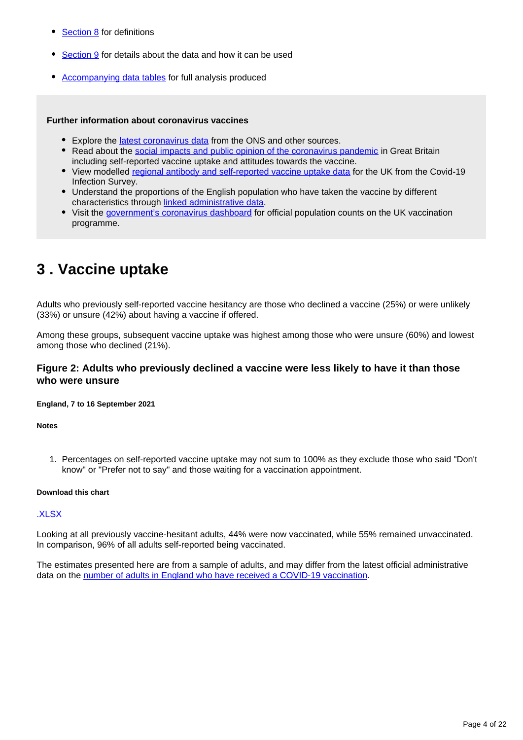- Section 8 for definitions
- Section 9 for details about the data and how it can be used
- Accompanying data tables for full analysis produced

**Further information about coronavirus vaccines**

- Explore the latest coronavirus data from the ONS and other sources.
- Read about the social impacts and public opinion of the coronavirus pandemic in Great Britain including self-reported vaccine uptake and attitudes towards the vaccine.
- View modelled regional antibody and self-reported vaccine uptake data for the UK from the Covid-19 Infection Survey.
- Understand the proportions of the English population who have taken the vaccine by different characteristics through linked administrative data.
- Visit the government's coronavirus dashboard for official population counts on the UK vaccination programme.

# 3 . Vaccine uptake

Adults who previously self-reported vaccine hesitancy are those who declined a vaccine (25%) or were unlikely (33%) or unsure (42%) about having a vaccine if offered.

Among these groups, subsequent vaccine uptake was highest among those who were unsure (60%) and lowest among those who declined (21%).

### Figure 2: Adults who previously declined a vaccine were less likely to have it than those who were unsure

**England, 7 to 16 September 2021**

**Notes**

1. Percentages on self-reported vaccine uptake may not sum to 100% as they exclude those who said "Don't know" or "Prefer not to say" and those waiting for a vaccination appointment.

**Download this chart**

.XLSX

Looking at all previously vaccine-hesitant adults, 44% were now vaccinated, while 55% remained unvaccinated. In comparison, 96% of all adults self-reported being vaccinated.

The estimates presented here are from a sample of adults, and may differ from the latest official administrative data on the number of adults in England who have received a COVID-19 vaccination.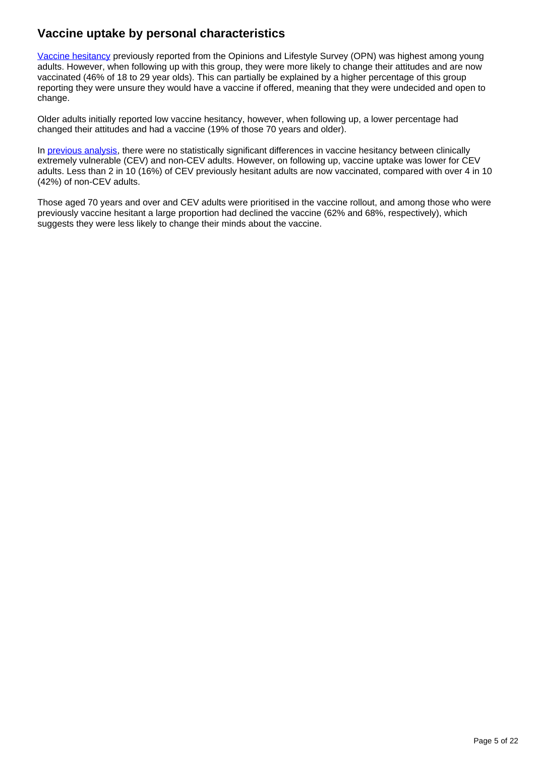## Vaccine uptake by personal characteristics

[Vaccine hesitancy](#) previously reported from the Opinions and Lifestyle Survey (OPN) was highest among young adults. However, when following up with this group, they were more likely to change their attitudes and are now vaccinated (46% of 18 to 29 year olds). This can partially be explained by a higher percentage of this group reporting they were unsure they would have a vaccine if offered, meaning that they were undecided and open to change.

Older adults initially reported low vaccine hesitancy, however, when following up, a lower percentage had changed their attitudes and had a vaccine (19% of those 70 years and older).

In [previous analysis](#), there were no statistically significant differences in vaccine hesitancy between clinically extremely vulnerable (CEV) and non-CEV adults. However, on following up, vaccine uptake was lower for CEV adults. Less than 2 in 10 (16%) of CEV previously hesitant adults are now vaccinated, compared with over 4 in 10 (42%) of non-CEV adults.

Those aged 70 years and over and CEV adults were prioritised in the vaccine rollout, and among those who were previously vaccine hesitant a large proportion had declined the vaccine (62% and 68%, respectively), which suggests they were less likely to change their minds about the vaccine.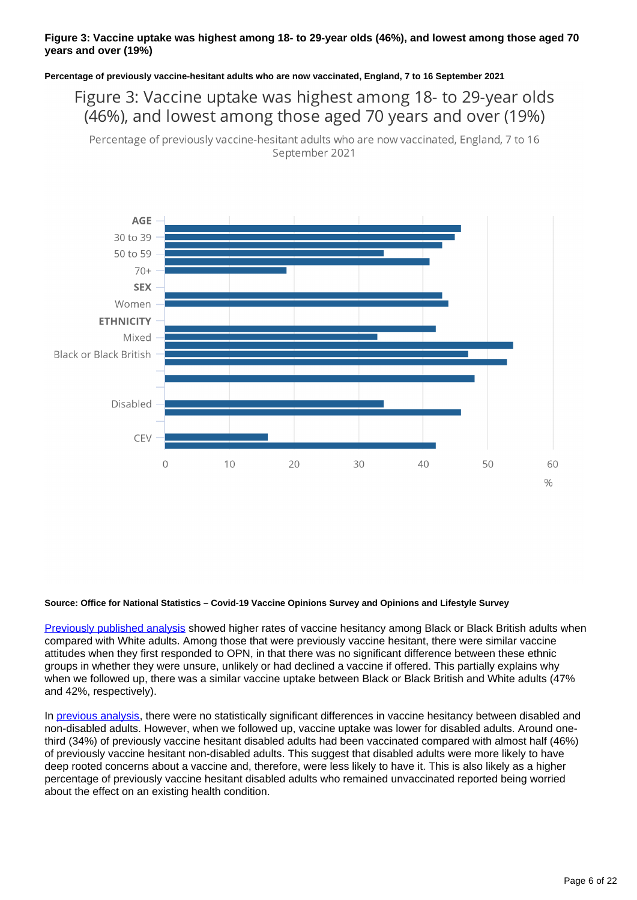**Figure 3: Vaccine uptake was highest among 18- to 29-year olds (46%), and lowest among those aged 70 years and over (19%)**

**Percentage of previously vaccine-hesitant adults who are now vaccinated, England, 7 to 16 September 2021**

Figure 3: Vaccine uptake was highest among 18- to 29-year olds (46%), and lowest among those aged 70 years and over (19%)

Percentage of previously vaccine-hesitant adults who are now vaccinated, England, 7 to 16 September 2021

AGE
30 to 39
50 to 59
70+
SEX
Women
ETHNICITY
Mixed
Black or Black British
Disabled
CEV

0 10 20 30 40 50 60
%

**Source: Office for National Statistics – Covid-19 Vaccine Opinions Survey and Opinions and Lifestyle Survey**

Previously published analysis showed higher rates of vaccine hesitancy among Black or Black British adults when compared with White adults. Among those that were previously vaccine hesitant, there were similar vaccine attitudes when they first responded to OPN, in that there was no significant difference between these ethnic groups in whether they were unsure, unlikely or had declined a vaccine if offered. This partially explains why when we followed up, there was a similar vaccine uptake between Black or Black British and White adults (47% and 42%, respectively).

In previous analysis, there were no statistically significant differences in vaccine hesitancy between disabled and non-disabled adults. However, when we followed up, vaccine uptake was lower for disabled adults. Around one-third (34%) of previously vaccine hesitant disabled adults had been vaccinated compared with almost half (46%) of previously vaccine hesitant non-disabled adults. This suggest that disabled adults were more likely to have deep rooted concerns about a vaccine and, therefore, were less likely to have it. This is also likely as a higher percentage of previously vaccine hesitant disabled adults who remained unvaccinated reported being worried about the effect on an existing health condition.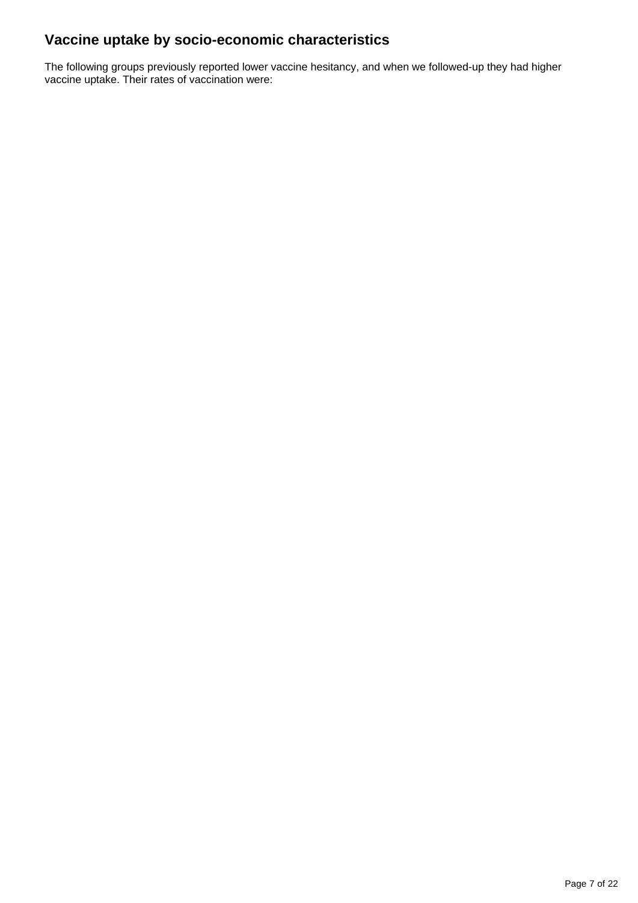## Vaccine uptake by socio-economic characteristics

The following groups previously reported lower vaccine hesitancy, and when we followed-up they had higher vaccine uptake. Their rates of vaccination were: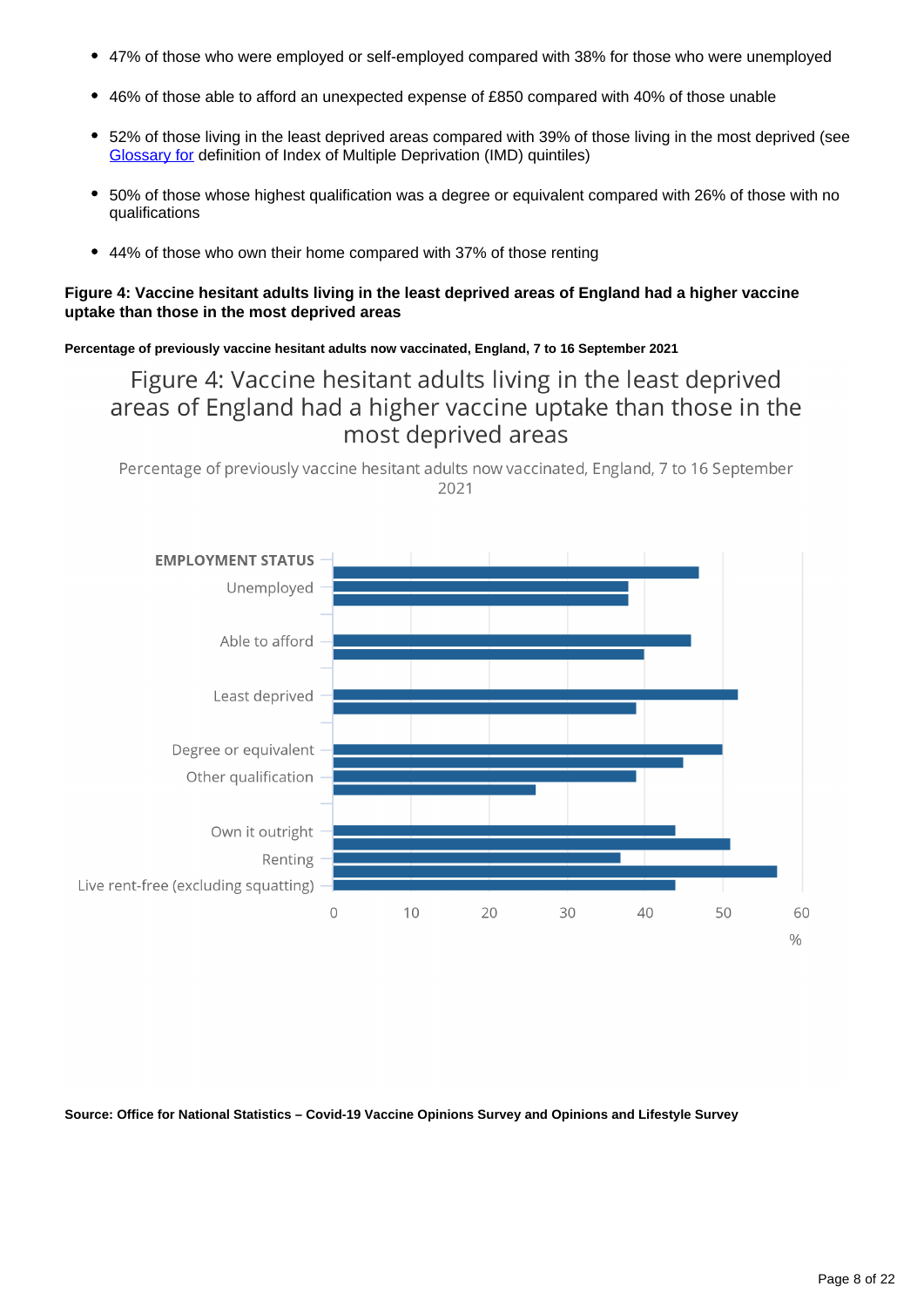- 47% of those who were employed or self-employed compared with 38% for those who were unemployed
- 46% of those able to afford an unexpected expense of £850 compared with 40% of those unable
- 52% of those living in the least deprived areas compared with 39% of those living in the most deprived (see Glossary for definition of Index of Multiple Deprivation (IMD) quintiles)
- 50% of those whose highest qualification was a degree or equivalent compared with 26% of those with no qualifications
- 44% of those who own their home compared with 37% of those renting

**Figure 4: Vaccine hesitant adults living in the least deprived areas of England had a higher vaccine uptake than those in the most deprived areas**

**Percentage of previously vaccine hesitant adults now vaccinated, England, 7 to 16 September 2021**

Figure 4: Vaccine hesitant adults living in the least deprived areas of England had a higher vaccine uptake than those in the most deprived areas

Percentage of previously vaccine hesitant adults now vaccinated, England, 7 to 16 September 2021

EMPLOYMENT STATUS

Unemployed

Able to afford

Least deprived

Degree or equivalent

Other qualification

Own it outright

Renting

Live rent-free (excluding squatting)

0 10 20 30 40 50 60

%

**Source: Office for National Statistics – Covid-19 Vaccine Opinions Survey and Opinions and Lifestyle Survey**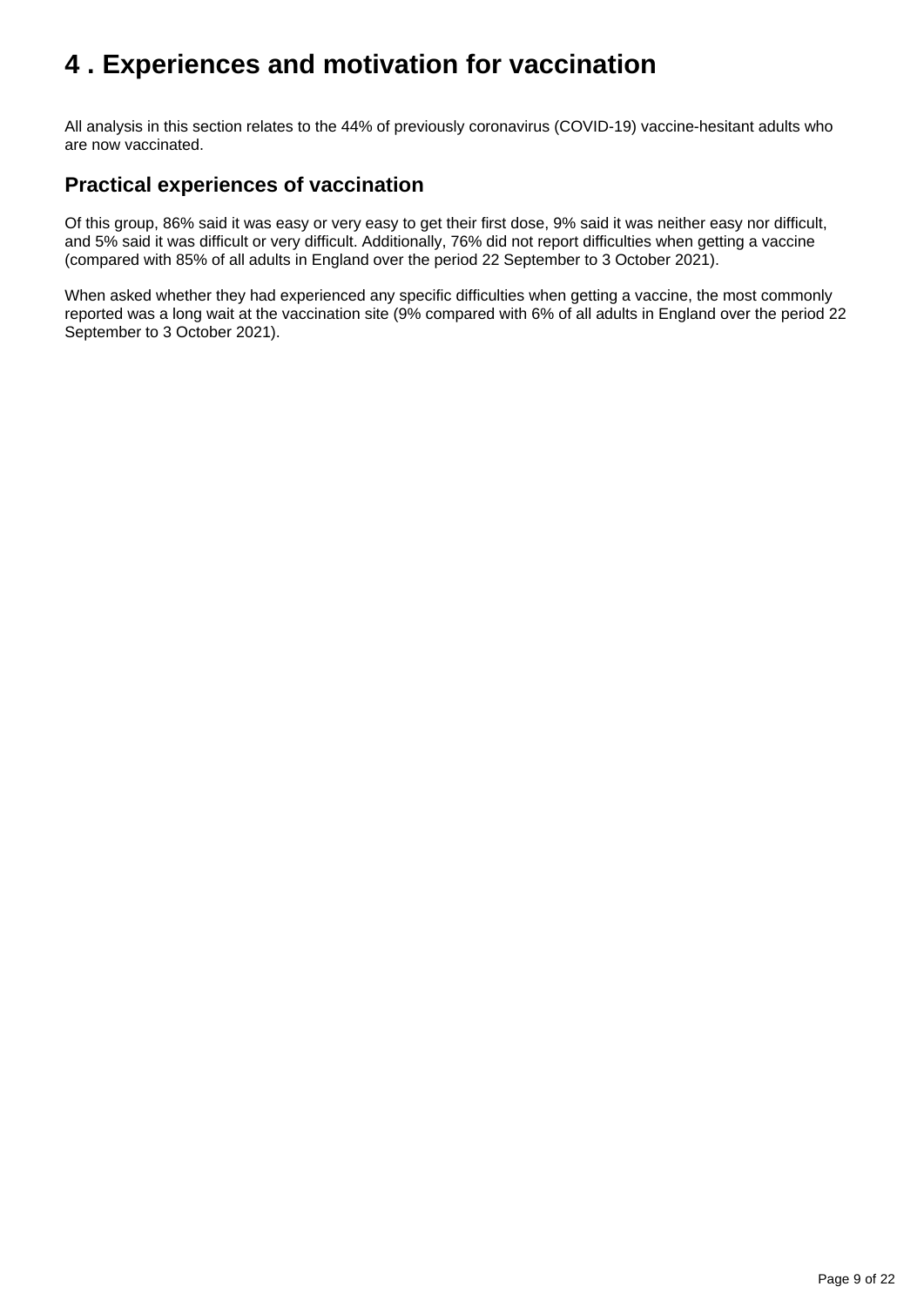# 4 . Experiences and motivation for vaccination

All analysis in this section relates to the 44% of previously coronavirus (COVID-19) vaccine-hesitant adults who are now vaccinated.

## Practical experiences of vaccination

Of this group, 86% said it was easy or very easy to get their first dose, 9% said it was neither easy nor difficult, and 5% said it was difficult or very difficult. Additionally, 76% did not report difficulties when getting a vaccine (compared with 85% of all adults in England over the period 22 September to 3 October 2021).

When asked whether they had experienced any specific difficulties when getting a vaccine, the most commonly reported was a long wait at the vaccination site (9% compared with 6% of all adults in England over the period 22 September to 3 October 2021).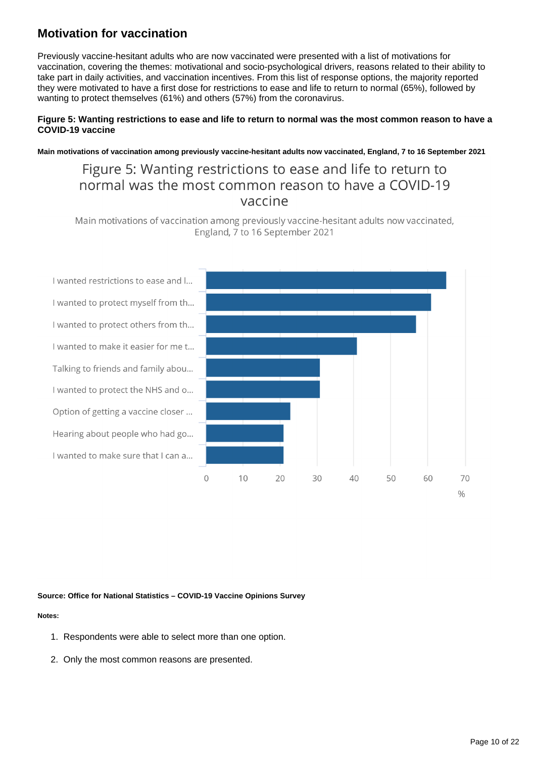## Motivation for vaccination

Previously vaccine-hesitant adults who are now vaccinated were presented with a list of motivations for vaccination, covering the themes: motivational and socio-psychological drivers, reasons related to their ability to take part in daily activities, and vaccination incentives. From this list of response options, the majority reported they were motivated to have a first dose for restrictions to ease and life to return to normal (65%), followed by wanting to protect themselves (61%) and others (57%) from the coronavirus.

**Figure 5: Wanting restrictions to ease and life to return to normal was the most common reason to have a COVID-19 vaccine**

**Main motivations of vaccination among previously vaccine-hesitant adults now vaccinated, England, 7 to 16 September 2021**

Figure 5: Wanting restrictions to ease and life to return to normal was the most common reason to have a COVID-19 vaccine

Main motivations of vaccination among previously vaccine-hesitant adults now vaccinated, England, 7 to 16 September 2021

| Motivation | % |
|---|---|
| I wanted restrictions to ease and l... | 65 |
| I wanted to protect myself from th... | 61 |
| I wanted to protect others from th... | 57 |
| I wanted to make it easier for me t... | 41 |
| Talking to friends and family abou... | 31 |
| I wanted to protect the NHS and o... | 31 |
| Option of getting a vaccine closer ... | 23 |
| Hearing about people who had go... | 21 |
| I wanted to make sure that I can a... | 21 |

**Source: Office for National Statistics – COVID-19 Vaccine Opinions Survey**

**Notes:**

1. Respondents were able to select more than one option.
2. Only the most common reasons are presented.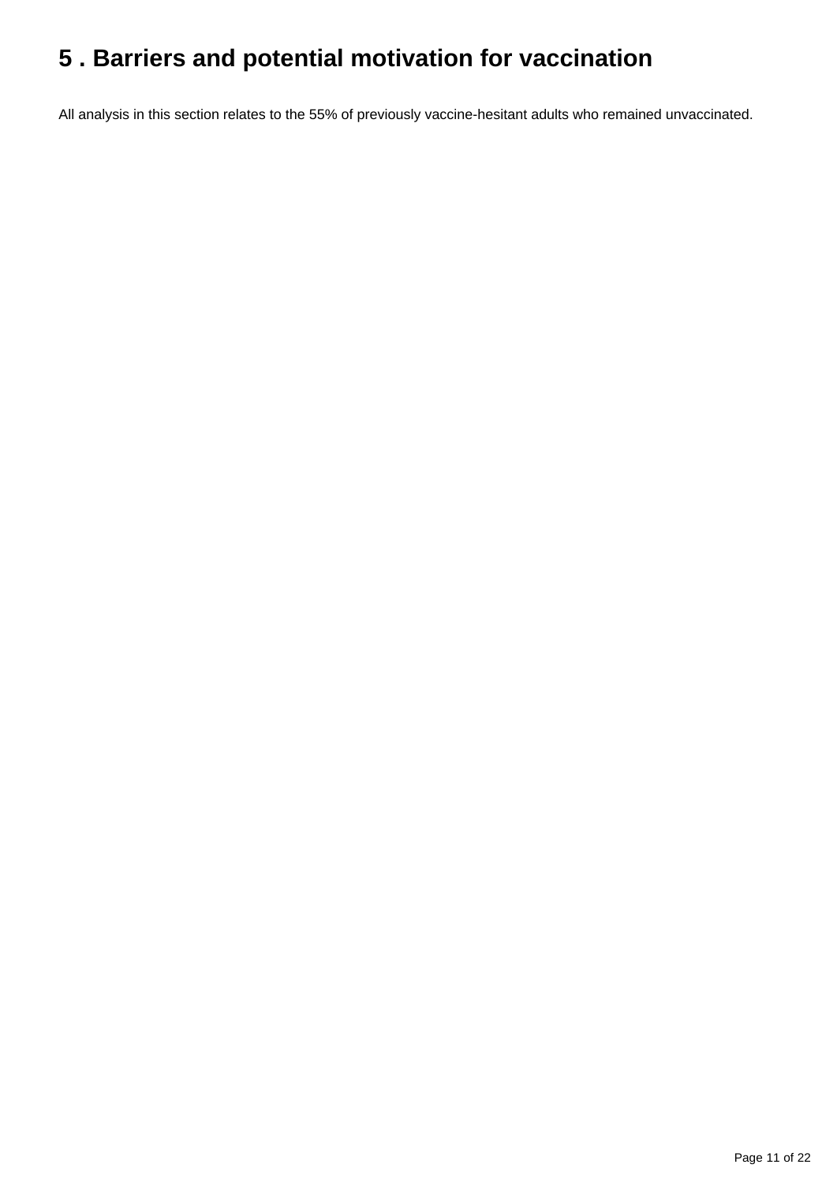# 5 . Barriers and potential motivation for vaccination

All analysis in this section relates to the 55% of previously vaccine-hesitant adults who remained unvaccinated.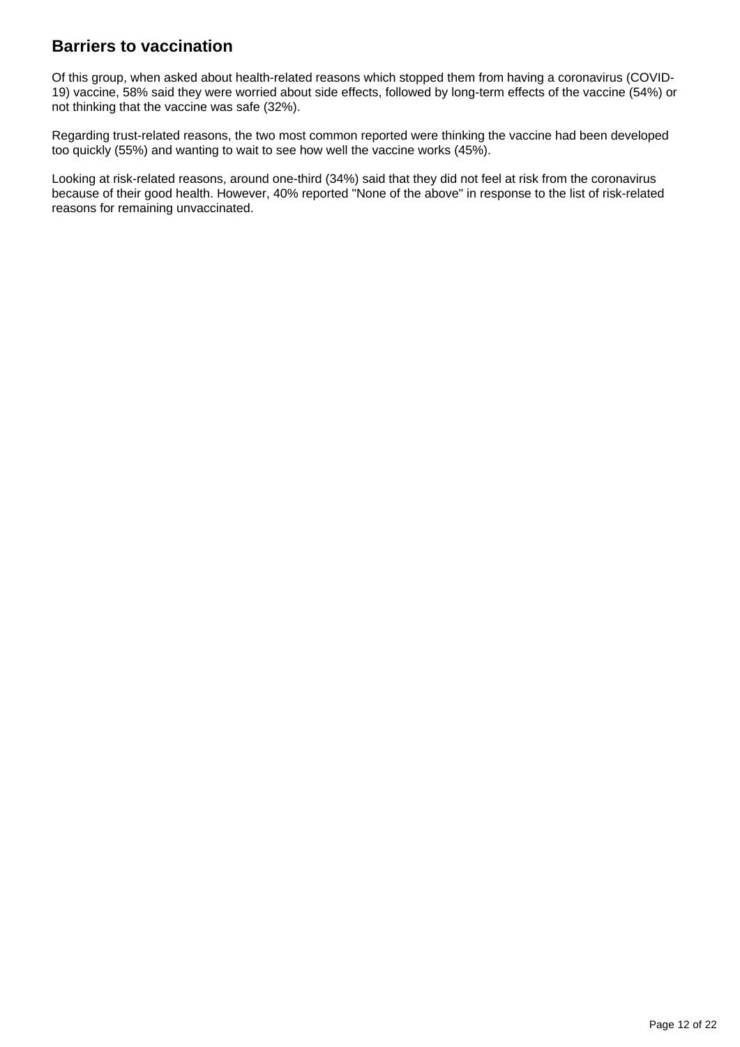## Barriers to vaccination

Of this group, when asked about health-related reasons which stopped them from having a coronavirus (COVID-19) vaccine, 58% said they were worried about side effects, followed by long-term effects of the vaccine (54%) or not thinking that the vaccine was safe (32%).

Regarding trust-related reasons, the two most common reported were thinking the vaccine had been developed too quickly (55%) and wanting to wait to see how well the vaccine works (45%).

Looking at risk-related reasons, around one-third (34%) said that they did not feel at risk from the coronavirus because of their good health. However, 40% reported "None of the above" in response to the list of risk-related reasons for remaining unvaccinated.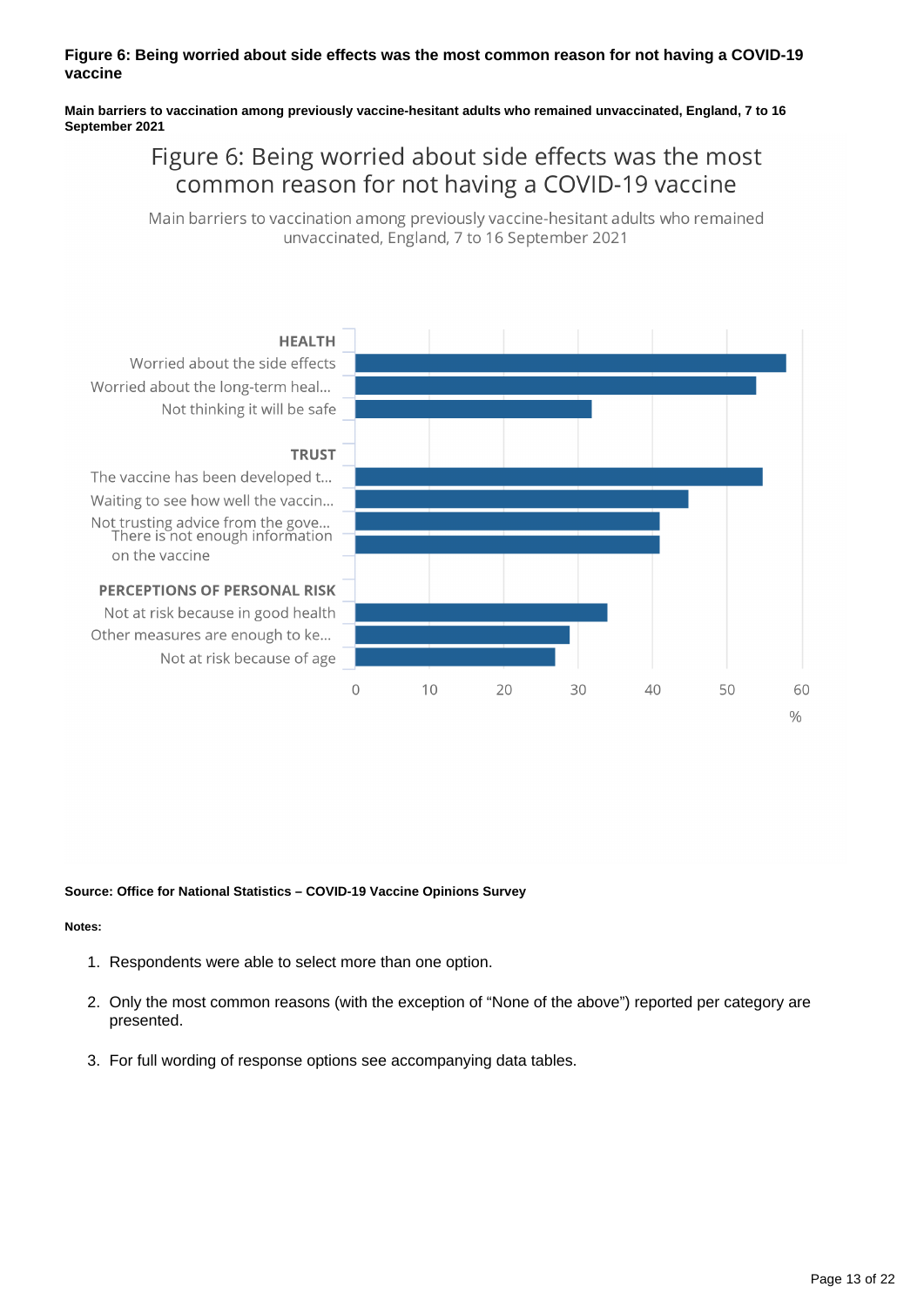**Figure 6: Being worried about side effects was the most common reason for not having a COVID-19 vaccine**

**Main barriers to vaccination among previously vaccine-hesitant adults who remained unvaccinated, England, 7 to 16 September 2021**

Figure 6: Being worried about side effects was the most common reason for not having a COVID-19 vaccine

Main barriers to vaccination among previously vaccine-hesitant adults who remained unvaccinated, England, 7 to 16 September 2021

| Category | Reason | % |
|---|---|---|
| HEALTH | Worried about the side effects | 58 |
| | Worried about the long-term heal... | 54 |
| | Not thinking it will be safe | 32 |
| TRUST | The vaccine has been developed t... | 55 |
| | Waiting to see how well the vaccin... | 45 |
| | Not trusting advice from the gove... | 41 |
| | There is not enough information on the vaccine | 41 |
| PERCEPTIONS OF PERSONAL RISK | Not at risk because in good health | 34 |
| | Other measures are enough to ke... | 29 |
| | Not at risk because of age | 27 |

**Source: Office for National Statistics – COVID-19 Vaccine Opinions Survey**

**Notes:**

1. Respondents were able to select more than one option.
2. Only the most common reasons (with the exception of "None of the above") reported per category are presented.
3. For full wording of response options see accompanying data tables.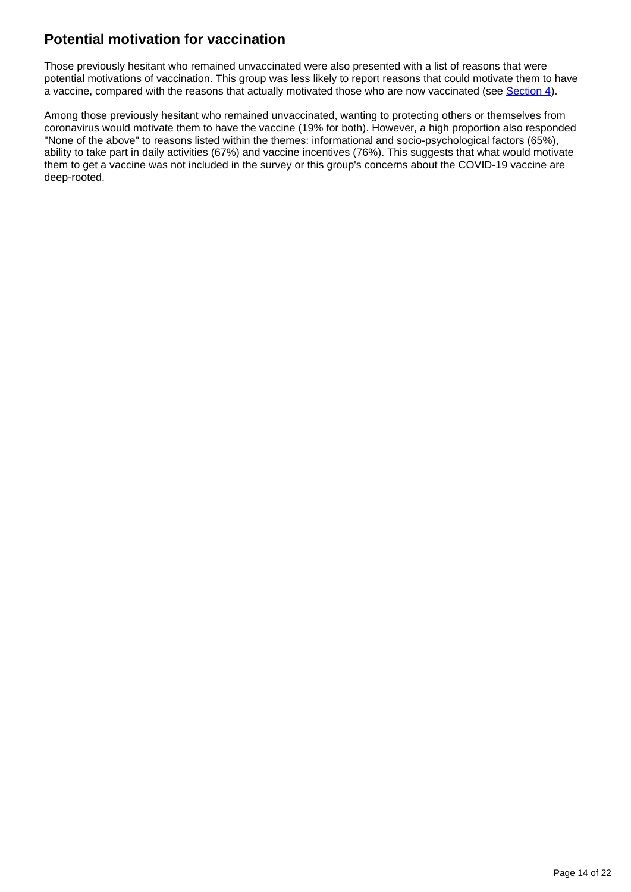## Potential motivation for vaccination

Those previously hesitant who remained unvaccinated were also presented with a list of reasons that were potential motivations of vaccination. This group was less likely to report reasons that could motivate them to have a vaccine, compared with the reasons that actually motivated those who are now vaccinated (see Section 4).

Among those previously hesitant who remained unvaccinated, wanting to protecting others or themselves from coronavirus would motivate them to have the vaccine (19% for both). However, a high proportion also responded "None of the above" to reasons listed within the themes: informational and socio-psychological factors (65%), ability to take part in daily activities (67%) and vaccine incentives (76%). This suggests that what would motivate them to get a vaccine was not included in the survey or this group's concerns about the COVID-19 vaccine are deep-rooted.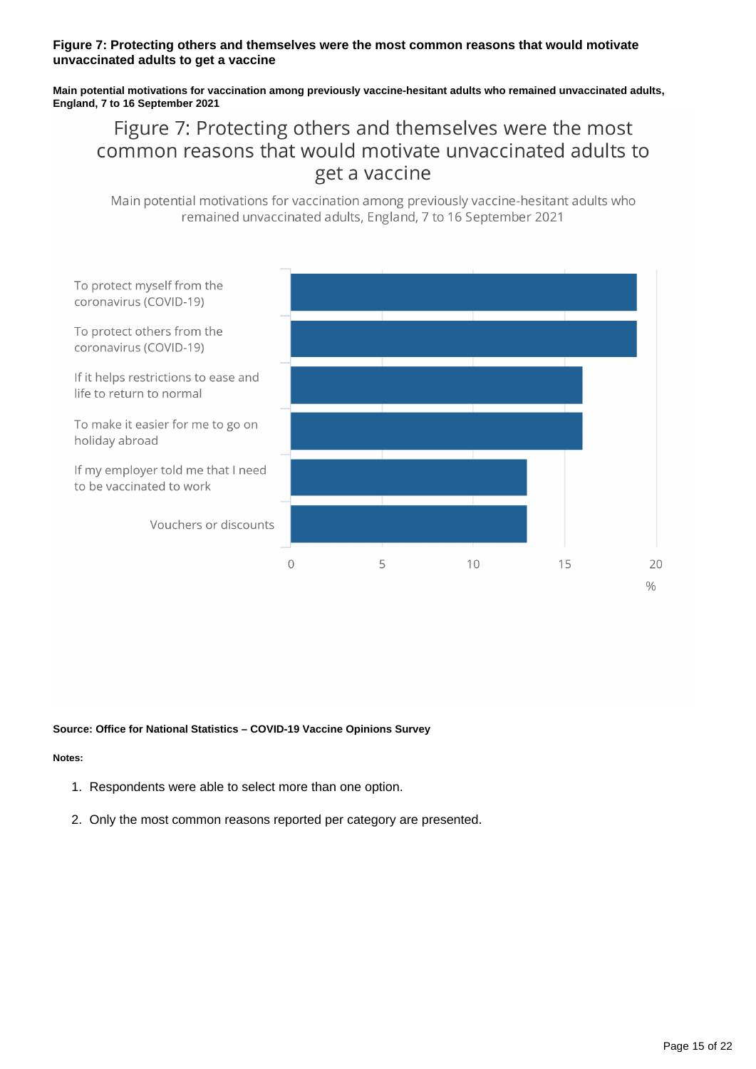**Figure 7: Protecting others and themselves were the most common reasons that would motivate unvaccinated adults to get a vaccine**

**Main potential motivations for vaccination among previously vaccine-hesitant adults who remained unvaccinated adults, England, 7 to 16 September 2021**

Figure 7: Protecting others and themselves were the most common reasons that would motivate unvaccinated adults to get a vaccine

Main potential motivations for vaccination among previously vaccine-hesitant adults who remained unvaccinated adults, England, 7 to 16 September 2021

| Motivation | % |
| --- | --- |
| To protect myself from the coronavirus (COVID-19) | 19 |
| To protect others from the coronavirus (COVID-19) | 19 |
| If it helps restrictions to ease and life to return to normal | 16 |
| To make it easier for me to go on holiday abroad | 16 |
| If my employer told me that I need to be vaccinated to work | 13 |
| Vouchers or discounts | 13 |

*Values are approximate, read from the chart.*

**Source: Office for National Statistics – COVID-19 Vaccine Opinions Survey**

**Notes:**

1. Respondents were able to select more than one option.
2. Only the most common reasons reported per category are presented.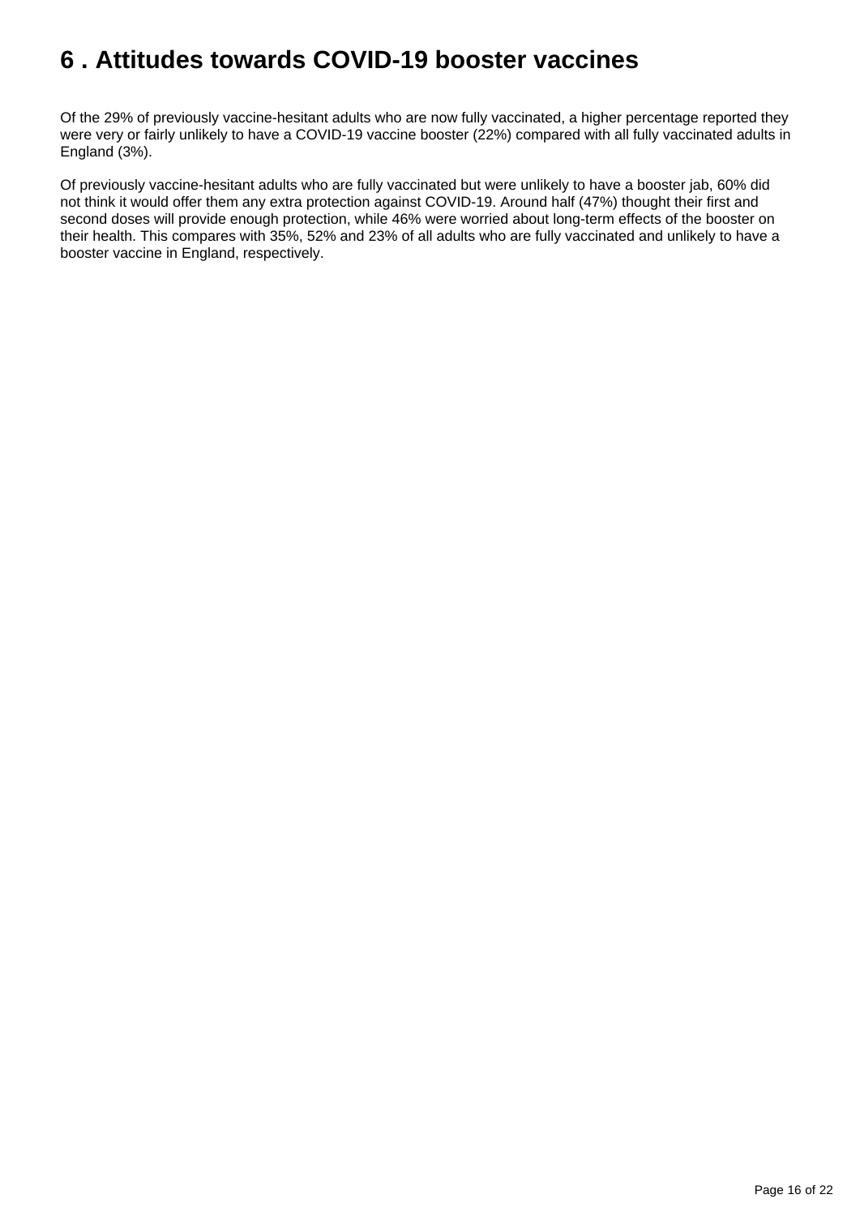# 6 . Attitudes towards COVID-19 booster vaccines

Of the 29% of previously vaccine-hesitant adults who are now fully vaccinated, a higher percentage reported they were very or fairly unlikely to have a COVID-19 vaccine booster (22%) compared with all fully vaccinated adults in England (3%).

Of previously vaccine-hesitant adults who are fully vaccinated but were unlikely to have a booster jab, 60% did not think it would offer them any extra protection against COVID-19. Around half (47%) thought their first and second doses will provide enough protection, while 46% were worried about long-term effects of the booster on their health. This compares with 35%, 52% and 23% of all adults who are fully vaccinated and unlikely to have a booster vaccine in England, respectively.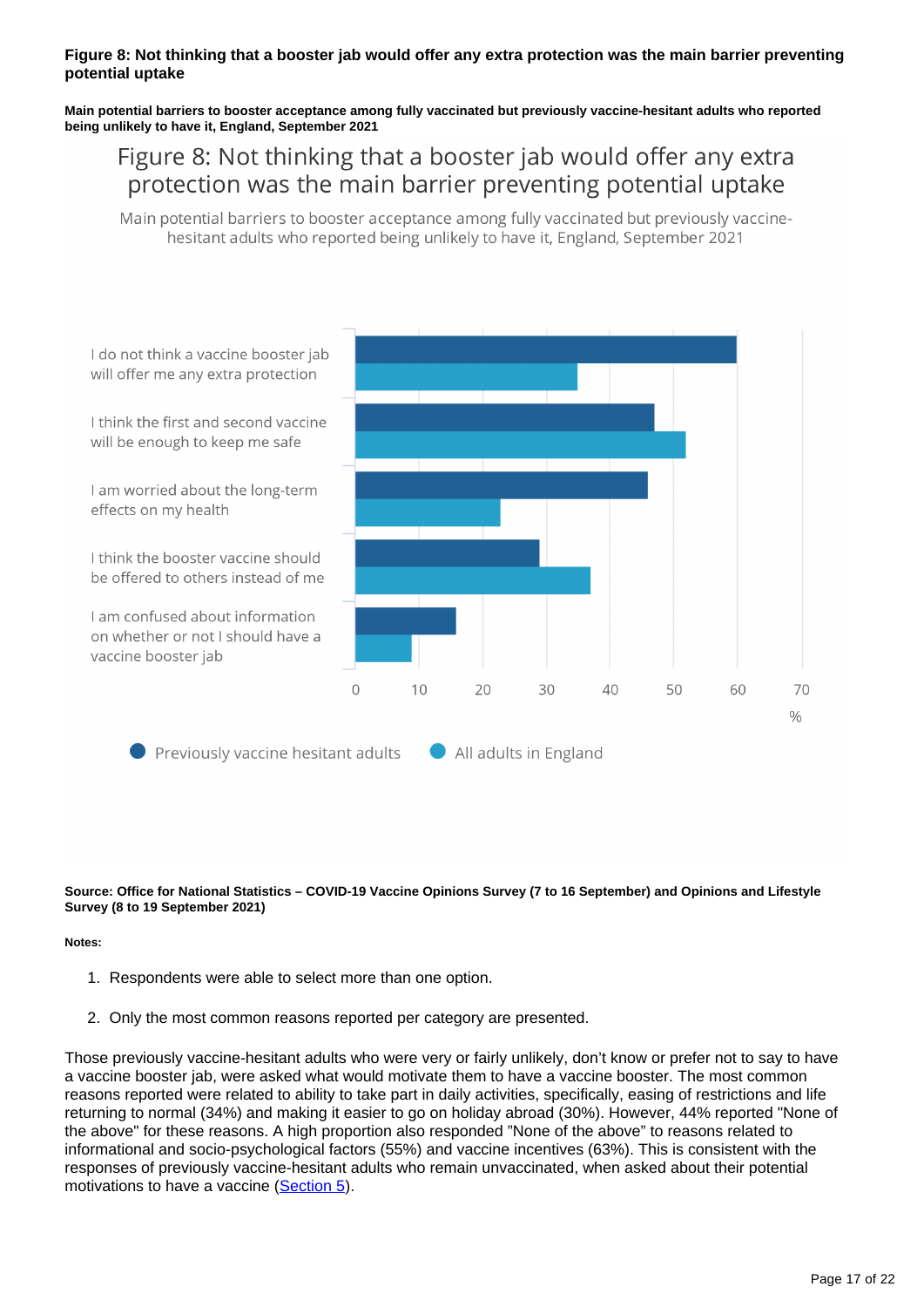**Figure 8: Not thinking that a booster jab would offer any extra protection was the main barrier preventing potential uptake**

**Main potential barriers to booster acceptance among fully vaccinated but previously vaccine-hesitant adults who reported being unlikely to have it, England, September 2021**

**Source: Office for National Statistics – COVID-19 Vaccine Opinions Survey (7 to 16 September) and Opinions and Lifestyle Survey (8 to 19 September 2021)**

**Notes:**

1. Respondents were able to select more than one option.
2. Only the most common reasons reported per category are presented.

Those previously vaccine-hesitant adults who were very or fairly unlikely, don't know or prefer not to say to have a vaccine booster jab, were asked what would motivate them to have a vaccine booster. The most common reasons reported were related to ability to take part in daily activities, specifically, easing of restrictions and life returning to normal (34%) and making it easier to go on holiday abroad (30%). However, 44% reported "None of the above" for these reasons. A high proportion also responded "None of the above" to reasons related to informational and socio-psychological factors (55%) and vaccine incentives (63%). This is consistent with the responses of previously vaccine-hesitant adults who remain unvaccinated, when asked about their potential motivations to have a vaccine (Section 5).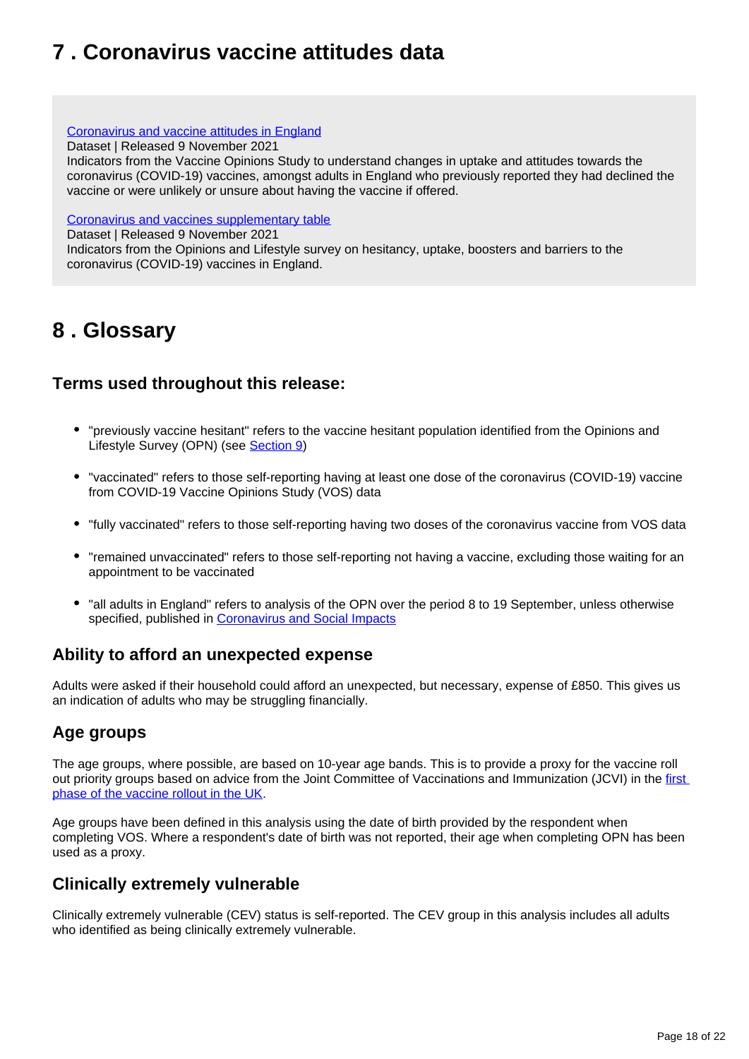## 7 . Coronavirus vaccine attitudes data

[Coronavirus and vaccine attitudes in England](#)
Dataset | Released 9 November 2021
Indicators from the Vaccine Opinions Study to understand changes in uptake and attitudes towards the coronavirus (COVID-19) vaccines, amongst adults in England who previously reported they had declined the vaccine or were unlikely or unsure about having the vaccine if offered.

[Coronavirus and vaccines supplementary table](#)
Dataset | Released 9 November 2021
Indicators from the Opinions and Lifestyle survey on hesitancy, uptake, boosters and barriers to the coronavirus (COVID-19) vaccines in England.

## 8 . Glossary

### Terms used throughout this release:

- "previously vaccine hesitant" refers to the vaccine hesitant population identified from the Opinions and Lifestyle Survey (OPN) (see [Section 9](#))
- "vaccinated" refers to those self-reporting having at least one dose of the coronavirus (COVID-19) vaccine from COVID-19 Vaccine Opinions Study (VOS) data
- "fully vaccinated" refers to those self-reporting having two doses of the coronavirus vaccine from VOS data
- "remained unvaccinated" refers to those self-reporting not having a vaccine, excluding those waiting for an appointment to be vaccinated
- "all adults in England" refers to analysis of the OPN over the period 8 to 19 September, unless otherwise specified, published in [Coronavirus and Social Impacts](#)

### Ability to afford an unexpected expense

Adults were asked if their household could afford an unexpected, but necessary, expense of £850. This gives us an indication of adults who may be struggling financially.

### Age groups

The age groups, where possible, are based on 10-year age bands. This is to provide a proxy for the vaccine roll out priority groups based on advice from the Joint Committee of Vaccinations and Immunization (JCVI) in the [first phase of the vaccine rollout in the UK](#).

Age groups have been defined in this analysis using the date of birth provided by the respondent when completing VOS. Where a respondent's date of birth was not reported, their age when completing OPN has been used as a proxy.

### Clinically extremely vulnerable

Clinically extremely vulnerable (CEV) status is self-reported. The CEV group in this analysis includes all adults who identified as being clinically extremely vulnerable.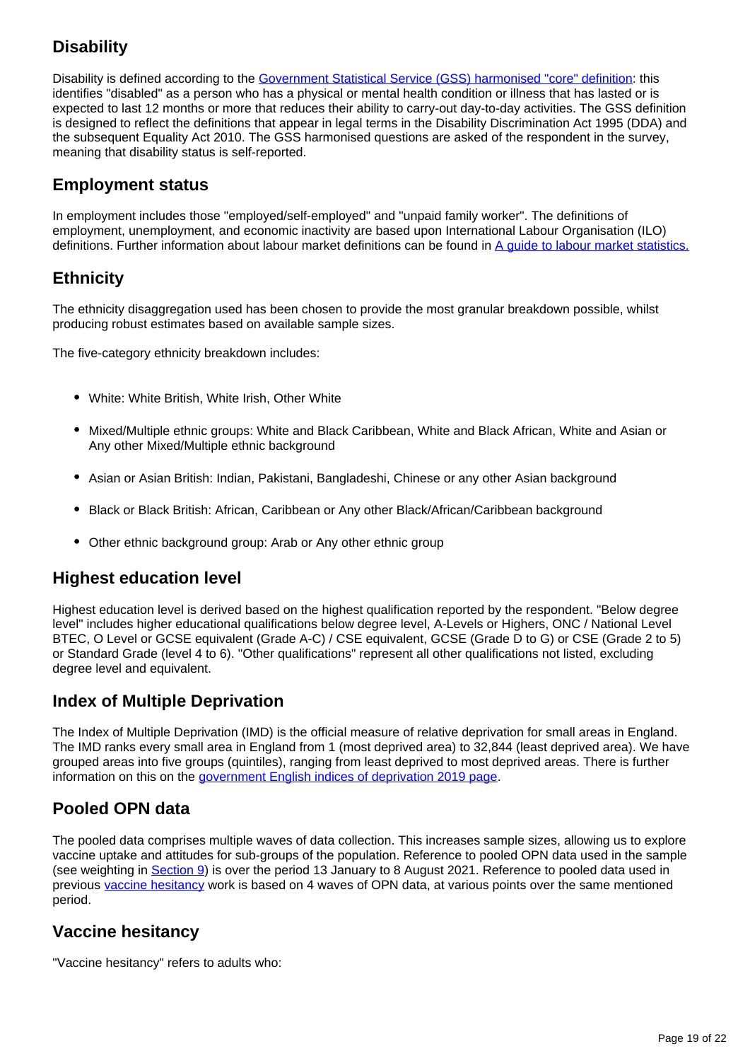## Disability

Disability is defined according to the [Government Statistical Service (GSS) harmonised "core" definition](): this identifies "disabled" as a person who has a physical or mental health condition or illness that has lasted or is expected to last 12 months or more that reduces their ability to carry-out day-to-day activities. The GSS definition is designed to reflect the definitions that appear in legal terms in the Disability Discrimination Act 1995 (DDA) and the subsequent Equality Act 2010. The GSS harmonised questions are asked of the respondent in the survey, meaning that disability status is self-reported.

## Employment status

In employment includes those "employed/self-employed" and "unpaid family worker". The definitions of employment, unemployment, and economic inactivity are based upon International Labour Organisation (ILO) definitions. Further information about labour market definitions can be found in [A guide to labour market statistics.]()

## Ethnicity

The ethnicity disaggregation used has been chosen to provide the most granular breakdown possible, whilst producing robust estimates based on available sample sizes.

The five-category ethnicity breakdown includes:

- White: White British, White Irish, Other White
- Mixed/Multiple ethnic groups: White and Black Caribbean, White and Black African, White and Asian or Any other Mixed/Multiple ethnic background
- Asian or Asian British: Indian, Pakistani, Bangladeshi, Chinese or any other Asian background
- Black or Black British: African, Caribbean or Any other Black/African/Caribbean background
- Other ethnic background group: Arab or Any other ethnic group

## Highest education level

Highest education level is derived based on the highest qualification reported by the respondent. "Below degree level" includes higher educational qualifications below degree level, A-Levels or Highers, ONC / National Level BTEC, O Level or GCSE equivalent (Grade A-C) / CSE equivalent, GCSE (Grade D to G) or CSE (Grade 2 to 5) or Standard Grade (level 4 to 6). "Other qualifications" represent all other qualifications not listed, excluding degree level and equivalent.

## Index of Multiple Deprivation

The Index of Multiple Deprivation (IMD) is the official measure of relative deprivation for small areas in England. The IMD ranks every small area in England from 1 (most deprived area) to 32,844 (least deprived area). We have grouped areas into five groups (quintiles), ranging from least deprived to most deprived areas. There is further information on this on the [government English indices of deprivation 2019 page]().

## Pooled OPN data

The pooled data comprises multiple waves of data collection. This increases sample sizes, allowing us to explore vaccine uptake and attitudes for sub-groups of the population. Reference to pooled OPN data used in the sample (see weighting in [Section 9]()) is over the period 13 January to 8 August 2021. Reference to pooled data used in previous [vaccine hesitancy]() work is based on 4 waves of OPN data, at various points over the same mentioned period.

## Vaccine hesitancy

"Vaccine hesitancy" refers to adults who: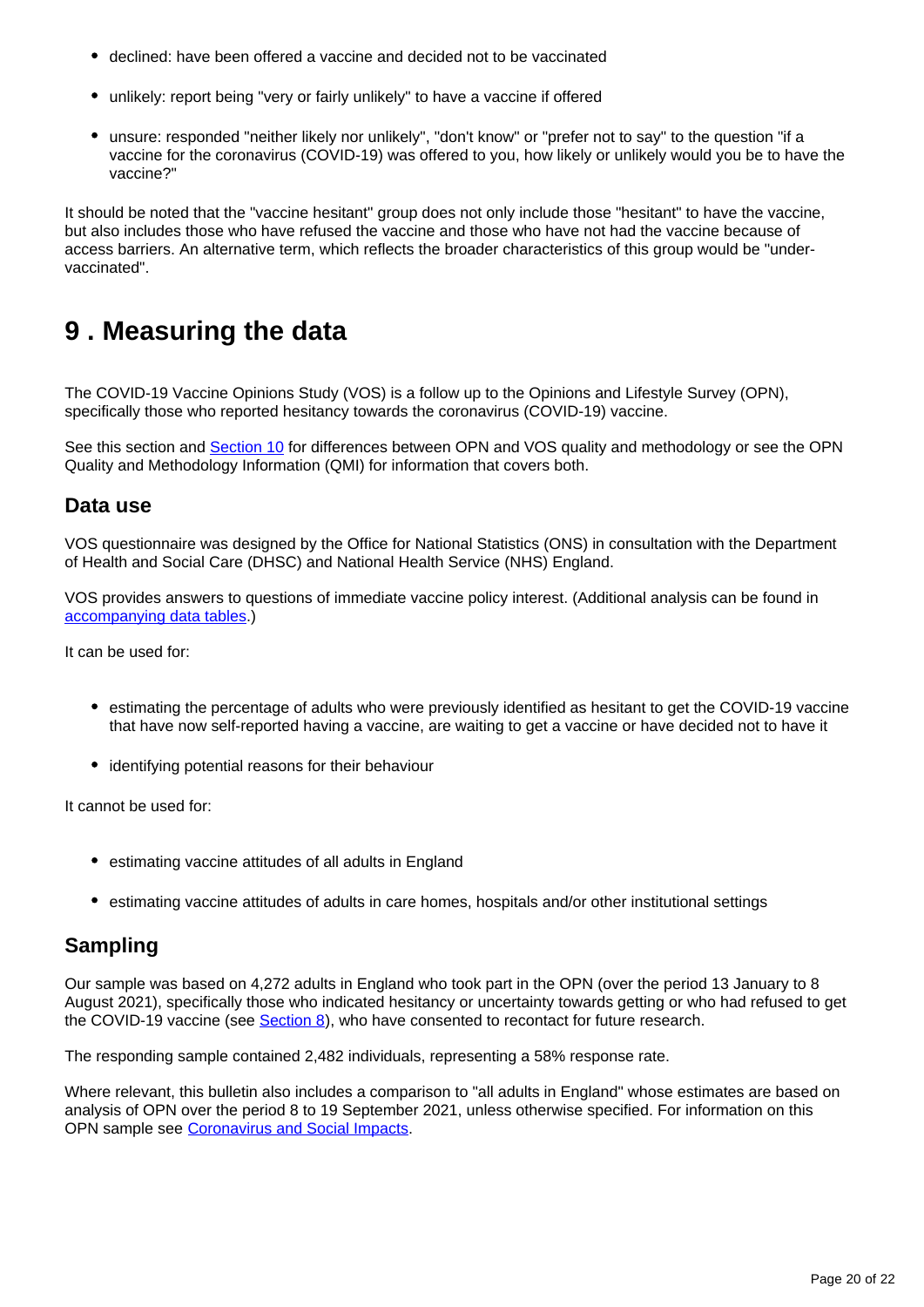- declined: have been offered a vaccine and decided not to be vaccinated
- unlikely: report being "very or fairly unlikely" to have a vaccine if offered
- unsure: responded "neither likely nor unlikely", "don't know" or "prefer not to say" to the question "if a vaccine for the coronavirus (COVID-19) was offered to you, how likely or unlikely would you be to have the vaccine?"

It should be noted that the "vaccine hesitant" group does not only include those "hesitant" to have the vaccine, but also includes those who have refused the vaccine and those who have not had the vaccine because of access barriers. An alternative term, which reflects the broader characteristics of this group would be "under-vaccinated".

# 9 . Measuring the data

The COVID-19 Vaccine Opinions Study (VOS) is a follow up to the Opinions and Lifestyle Survey (OPN), specifically those who reported hesitancy towards the coronavirus (COVID-19) vaccine.

See this section and Section 10 for differences between OPN and VOS quality and methodology or see the OPN Quality and Methodology Information (QMI) for information that covers both.

## Data use

VOS questionnaire was designed by the Office for National Statistics (ONS) in consultation with the Department of Health and Social Care (DHSC) and National Health Service (NHS) England.

VOS provides answers to questions of immediate vaccine policy interest. (Additional analysis can be found in accompanying data tables.)

It can be used for:

- estimating the percentage of adults who were previously identified as hesitant to get the COVID-19 vaccine that have now self-reported having a vaccine, are waiting to get a vaccine or have decided not to have it
- identifying potential reasons for their behaviour

It cannot be used for:

- estimating vaccine attitudes of all adults in England
- estimating vaccine attitudes of adults in care homes, hospitals and/or other institutional settings

## Sampling

Our sample was based on 4,272 adults in England who took part in the OPN (over the period 13 January to 8 August 2021), specifically those who indicated hesitancy or uncertainty towards getting or who had refused to get the COVID-19 vaccine (see Section 8), who have consented to recontact for future research.

The responding sample contained 2,482 individuals, representing a 58% response rate.

Where relevant, this bulletin also includes a comparison to "all adults in England" whose estimates are based on analysis of OPN over the period 8 to 19 September 2021, unless otherwise specified. For information on this OPN sample see Coronavirus and Social Impacts.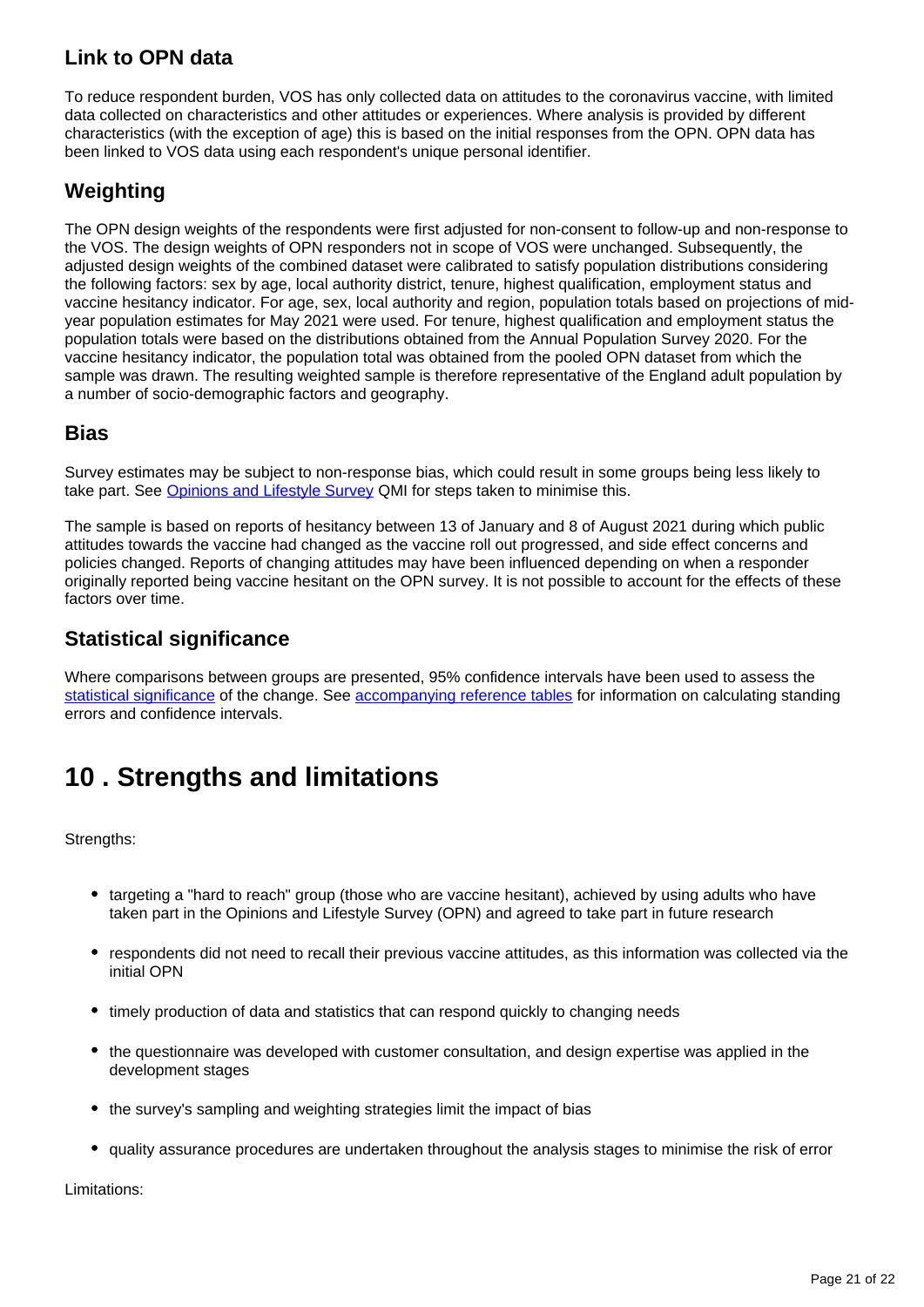### Link to OPN data

To reduce respondent burden, VOS has only collected data on attitudes to the coronavirus vaccine, with limited data collected on characteristics and other attitudes or experiences. Where analysis is provided by different characteristics (with the exception of age) this is based on the initial responses from the OPN. OPN data has been linked to VOS data using each respondent's unique personal identifier.

### Weighting

The OPN design weights of the respondents were first adjusted for non-consent to follow-up and non-response to the VOS. The design weights of OPN responders not in scope of VOS were unchanged. Subsequently, the adjusted design weights of the combined dataset were calibrated to satisfy population distributions considering the following factors: sex by age, local authority district, tenure, highest qualification, employment status and vaccine hesitancy indicator. For age, sex, local authority and region, population totals based on projections of mid-year population estimates for May 2021 were used. For tenure, highest qualification and employment status the population totals were based on the distributions obtained from the Annual Population Survey 2020. For the vaccine hesitancy indicator, the population total was obtained from the pooled OPN dataset from which the sample was drawn. The resulting weighted sample is therefore representative of the England adult population by a number of socio-demographic factors and geography.

### Bias

Survey estimates may be subject to non-response bias, which could result in some groups being less likely to take part. See [Opinions and Lifestyle Survey] QMI for steps taken to minimise this.

The sample is based on reports of hesitancy between 13 of January and 8 of August 2021 during which public attitudes towards the vaccine had changed as the vaccine roll out progressed, and side effect concerns and policies changed. Reports of changing attitudes may have been influenced depending on when a responder originally reported being vaccine hesitant on the OPN survey. It is not possible to account for the effects of these factors over time.

### Statistical significance

Where comparisons between groups are presented, 95% confidence intervals have been used to assess the [statistical significance] of the change. See [accompanying reference tables] for information on calculating standing errors and confidence intervals.

## 10 . Strengths and limitations

Strengths:

- targeting a "hard to reach" group (those who are vaccine hesitant), achieved by using adults who have taken part in the Opinions and Lifestyle Survey (OPN) and agreed to take part in future research
- respondents did not need to recall their previous vaccine attitudes, as this information was collected via the initial OPN
- timely production of data and statistics that can respond quickly to changing needs
- the questionnaire was developed with customer consultation, and design expertise was applied in the development stages
- the survey's sampling and weighting strategies limit the impact of bias
- quality assurance procedures are undertaken throughout the analysis stages to minimise the risk of error

Limitations: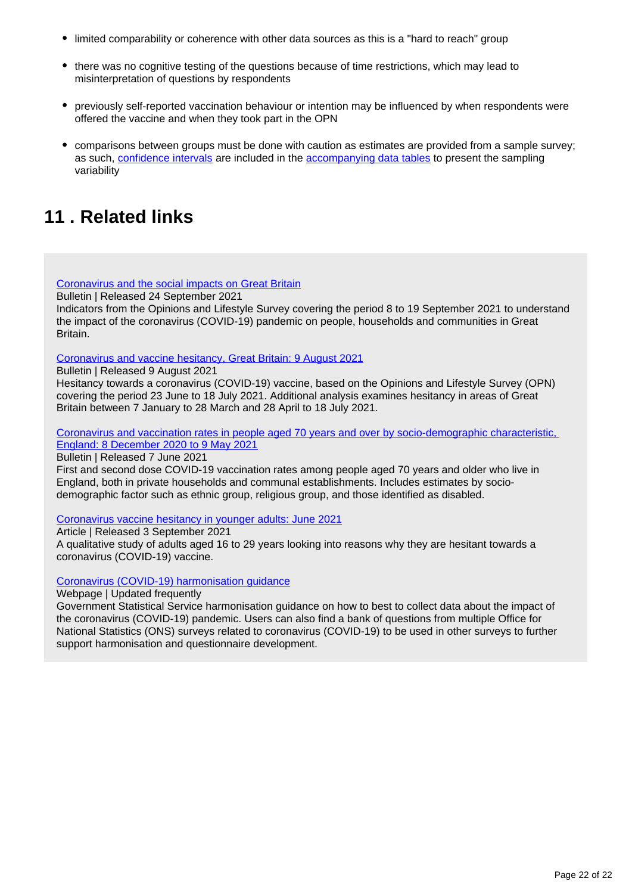- limited comparability or coherence with other data sources as this is a "hard to reach" group
- there was no cognitive testing of the questions because of time restrictions, which may lead to misinterpretation of questions by respondents
- previously self-reported vaccination behaviour or intention may be influenced by when respondents were offered the vaccine and when they took part in the OPN
- comparisons between groups must be done with caution as estimates are provided from a sample survey; as such, confidence intervals are included in the accompanying data tables to present the sampling variability

## 11 . Related links

Coronavirus and the social impacts on Great Britain
Bulletin | Released 24 September 2021
Indicators from the Opinions and Lifestyle Survey covering the period 8 to 19 September 2021 to understand the impact of the coronavirus (COVID-19) pandemic on people, households and communities in Great Britain.

Coronavirus and vaccine hesitancy, Great Britain: 9 August 2021
Bulletin | Released 9 August 2021
Hesitancy towards a coronavirus (COVID-19) vaccine, based on the Opinions and Lifestyle Survey (OPN) covering the period 23 June to 18 July 2021. Additional analysis examines hesitancy in areas of Great Britain between 7 January to 28 March and 28 April to 18 July 2021.

Coronavirus and vaccination rates in people aged 70 years and over by socio-demographic characteristic, England: 8 December 2020 to 9 May 2021
Bulletin | Released 7 June 2021
First and second dose COVID-19 vaccination rates among people aged 70 years and older who live in England, both in private households and communal establishments. Includes estimates by socio-demographic factor such as ethnic group, religious group, and those identified as disabled.

Coronavirus vaccine hesitancy in younger adults: June 2021
Article | Released 3 September 2021
A qualitative study of adults aged 16 to 29 years looking into reasons why they are hesitant towards a coronavirus (COVID-19) vaccine.

Coronavirus (COVID-19) harmonisation guidance
Webpage | Updated frequently
Government Statistical Service harmonisation guidance on how to best to collect data about the impact of the coronavirus (COVID-19) pandemic. Users can also find a bank of questions from multiple Office for National Statistics (ONS) surveys related to coronavirus (COVID-19) to be used in other surveys to further support harmonisation and questionnaire development.